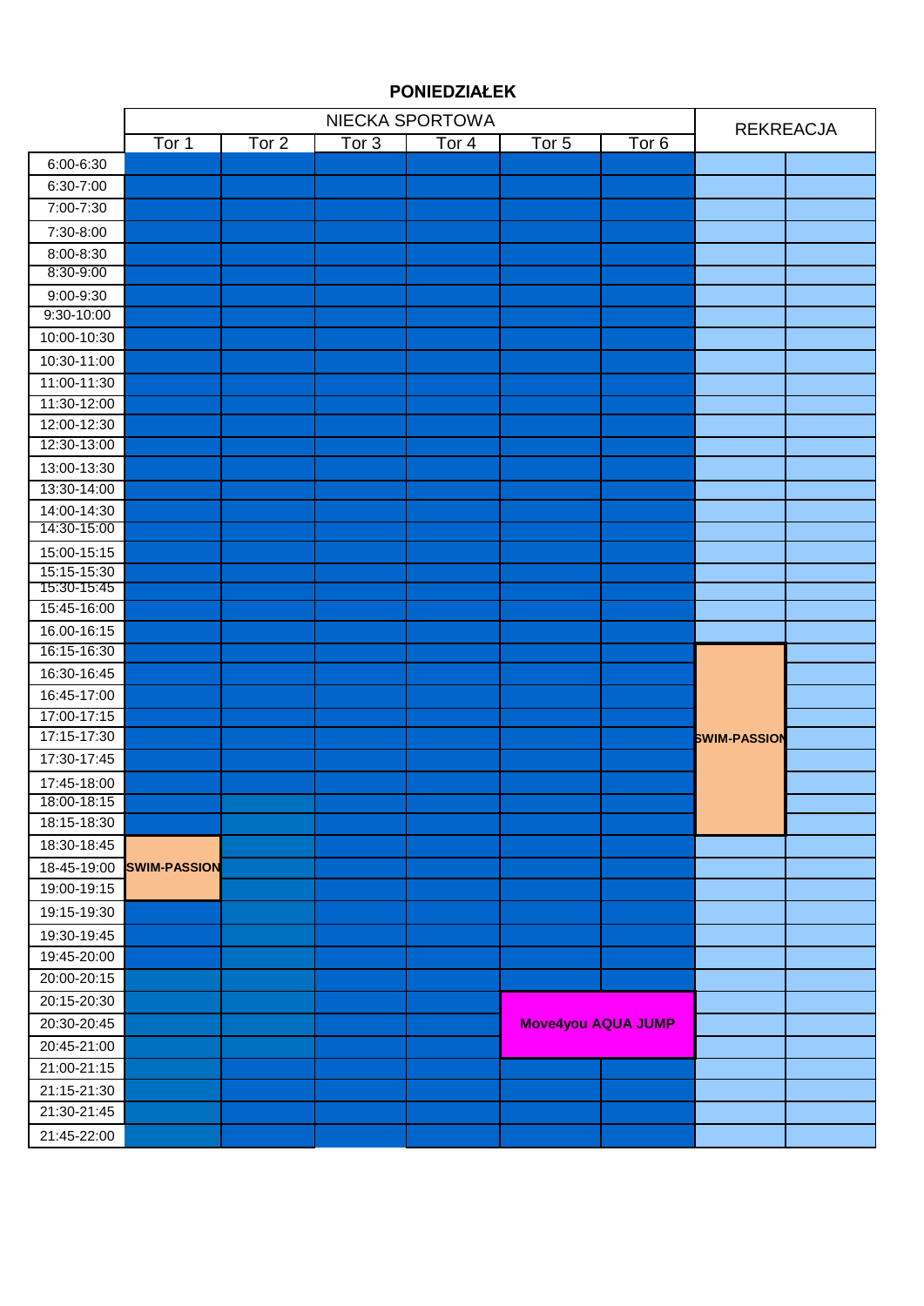# PONIEDZIAŁEK

| | NIECKA SPORTOWA | | | | | | REKREACJA | |
|---|---|---|---|---|---|---|---|---|
| | Tor 1 | Tor 2 | Tor 3 | Tor 4 | Tor 5 | Tor 6 | | |
| 6:00-6:30 | | | | | | | | |
| 6:30-7:00 | | | | | | | | |
| 7:00-7:30 | | | | | | | | |
| 7:30-8:00 | | | | | | | | |
| 8:00-8:30 | | | | | | | | |
| 8:30-9:00 | | | | | | | | |
| 9:00-9:30 | | | | | | | | |
| 9:30-10:00 | | | | | | | | |
| 10:00-10:30 | | | | | | | | |
| 10:30-11:00 | | | | | | | | |
| 11:00-11:30 | | | | | | | | |
| 11:30-12:00 | | | | | | | | |
| 12:00-12:30 | | | | | | | | |
| 12:30-13:00 | | | | | | | | |
| 13:00-13:30 | | | | | | | | |
| 13:30-14:00 | | | | | | | | |
| 14:00-14:30 | | | | | | | | |
| 14:30-15:00 | | | | | | | | |
| 15:00-15:15 | | | | | | | | |
| 15:15-15:30 | | | | | | | | |
| 15:30-15:45 | | | | | | | | |
| 15:45-16:00 | | | | | | | | |
| 16.00-16:15 | | | | | | | | |
| 16:15-16:30 | | | | | | | SWIM-PASSION | |
| 16:30-16:45 | | | | | | | SWIM-PASSION | |
| 16:45-17:00 | | | | | | | SWIM-PASSION | |
| 17:00-17:15 | | | | | | | SWIM-PASSION | |
| 17:15-17:30 | | | | | | | SWIM-PASSION | |
| 17:30-17:45 | | | | | | | SWIM-PASSION | |
| 17:45-18:00 | | | | | | | SWIM-PASSION | |
| 18:00-18:15 | | | | | | | SWIM-PASSION | |
| 18:15-18:30 | | | | | | | SWIM-PASSION | |
| 18:30-18:45 | SWIM-PASSION | | | | | | | |
| 18-45-19:00 | SWIM-PASSION | | | | | | | |
| 19:00-19:15 | SWIM-PASSION | | | | | | | |
| 19:15-19:30 | | | | | | | | |
| 19:30-19:45 | | | | | | | | |
| 19:45-20:00 | | | | | | | | |
| 20:00-20:15 | | | | | | | | |
| 20:15-20:30 | | | | | Move4you AQUA JUMP | Move4you AQUA JUMP | | |
| 20:30-20:45 | | | | | Move4you AQUA JUMP | Move4you AQUA JUMP | | |
| 20:45-21:00 | | | | | Move4you AQUA JUMP | Move4you AQUA JUMP | | |
| 21:00-21:15 | | | | | | | | |
| 21:15-21:30 | | | | | | | | |
| 21:30-21:45 | | | | | | | | |
| 21:45-22:00 | | | | | | | | |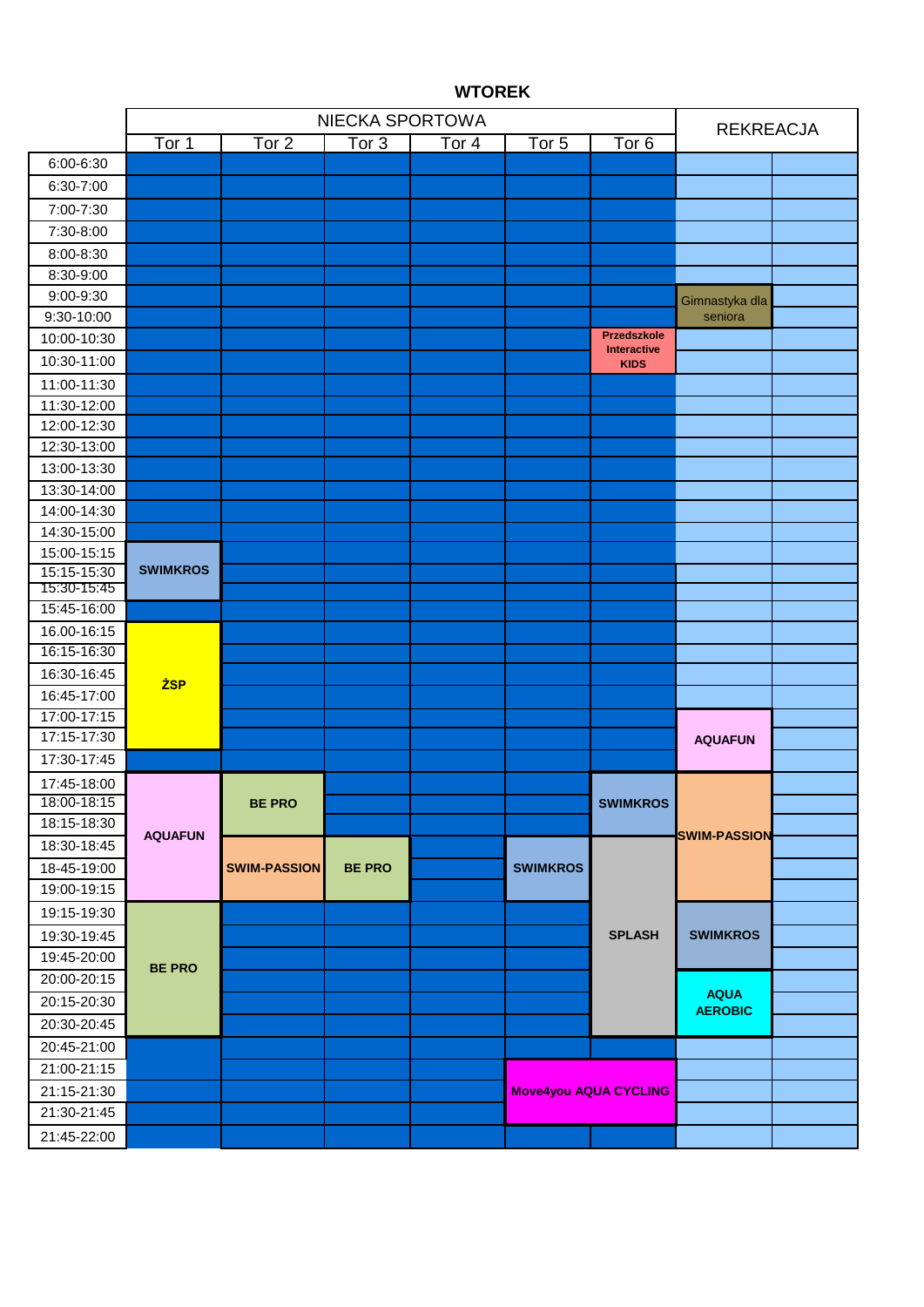## WTOREK

| | NIECKA SPORTOWA | | | | | | REKREACJA | |
|---|---|---|---|---|---|---|---|---|
| | Tor 1 | Tor 2 | Tor 3 | Tor 4 | Tor 5 | Tor 6 | | |
| 6:00-6:30 | | | | | | | | |
| 6:30-7:00 | | | | | | | | |
| 7:00-7:30 | | | | | | | | |
| 7:30-8:00 | | | | | | | | |
| 8:00-8:30 | | | | | | | | |
| 8:30-9:00 | | | | | | | | |
| 9:00-9:30 | | | | | | | Gimnastyka dla seniora | |
| 9:30-10:00 | | | | | | | Gimnastyka dla seniora | |
| 10:00-10:30 | | | | | | Przedszkole Interactive KIDS | | |
| 10:30-11:00 | | | | | | Przedszkole Interactive KIDS | | |
| 11:00-11:30 | | | | | | | | |
| 11:30-12:00 | | | | | | | | |
| 12:00-12:30 | | | | | | | | |
| 12:30-13:00 | | | | | | | | |
| 13:00-13:30 | | | | | | | | |
| 13:30-14:00 | | | | | | | | |
| 14:00-14:30 | | | | | | | | |
| 14:30-15:00 | | | | | | | | |
| 15:00-15:15 | SWIMKROS | | | | | | | |
| 15:15-15:30 | SWIMKROS | | | | | | | |
| 15:30-15:45 | SWIMKROS | | | | | | | |
| 15:45-16:00 | | | | | | | | |
| 16.00-16:15 | ŻSP | | | | | | | |
| 16:15-16:30 | ŻSP | | | | | | | |
| 16:30-16:45 | ŻSP | | | | | | | |
| 16:45-17:00 | ŻSP | | | | | | | |
| 17:00-17:15 | ŻSP | | | | | | AQUAFUN | |
| 17:15-17:30 | ŻSP | | | | | | AQUAFUN | |
| 17:30-17:45 | | | | | | | AQUAFUN | |
| 17:45-18:00 | AQUAFUN | BE PRO | | | | SWIMKROS | SWIM-PASSION | |
| 18:00-18:15 | AQUAFUN | BE PRO | | | | SWIMKROS | SWIM-PASSION | |
| 18:15-18:30 | AQUAFUN | BE PRO | | | | SWIMKROS | SWIM-PASSION | |
| 18:30-18:45 | AQUAFUN | SWIM-PASSION | BE PRO | | SWIMKROS | SPLASH | SWIM-PASSION | |
| 18-45-19:00 | AQUAFUN | SWIM-PASSION | BE PRO | | SWIMKROS | SPLASH | SWIM-PASSION | |
| 19:00-19:15 | AQUAFUN | SWIM-PASSION | BE PRO | | SWIMKROS | SPLASH | SWIM-PASSION | |
| 19:15-19:30 | BE PRO | | | | | SPLASH | SWIMKROS | |
| 19:30-19:45 | BE PRO | | | | | SPLASH | SWIMKROS | |
| 19:45-20:00 | BE PRO | | | | | SPLASH | SWIMKROS | |
| 20:00-20:15 | BE PRO | | | | | SPLASH | AQUA AEROBIC | |
| 20:15-20:30 | BE PRO | | | | | SPLASH | AQUA AEROBIC | |
| 20:30-20:45 | BE PRO | | | | | SPLASH | AQUA AEROBIC | |
| 20:45-21:00 | | | | | | | | |
| 21:00-21:15 | | | | | Move4you AQUA CYCLING | Move4you AQUA CYCLING | | |
| 21:15-21:30 | | | | | Move4you AQUA CYCLING | Move4you AQUA CYCLING | | |
| 21:30-21:45 | | | | | Move4you AQUA CYCLING | Move4you AQUA CYCLING | | |
| 21:45-22:00 | | | | | | | | |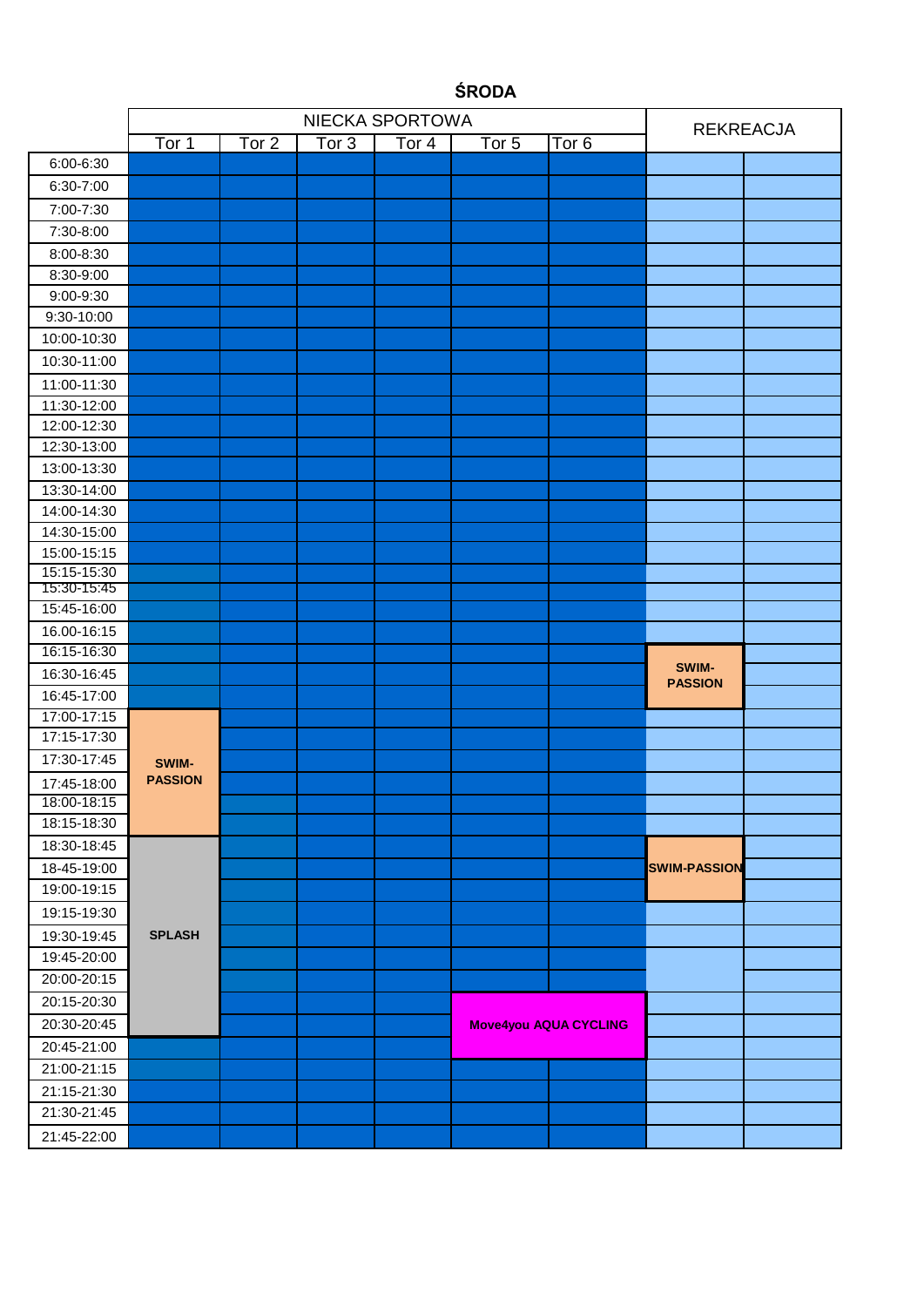# ŚRODA

| | NIECKA SPORTOWA | | | | | | REKREACJA | |
|---|---|---|---|---|---|---|---|---|
| | Tor 1 | Tor 2 | Tor 3 | Tor 4 | Tor 5 | Tor 6 | | |
| 6:00-6:30 | | | | | | | | |
| 6:30-7:00 | | | | | | | | |
| 7:00-7:30 | | | | | | | | |
| 7:30-8:00 | | | | | | | | |
| 8:00-8:30 | | | | | | | | |
| 8:30-9:00 | | | | | | | | |
| 9:00-9:30 | | | | | | | | |
| 9:30-10:00 | | | | | | | | |
| 10:00-10:30 | | | | | | | | |
| 10:30-11:00 | | | | | | | | |
| 11:00-11:30 | | | | | | | | |
| 11:30-12:00 | | | | | | | | |
| 12:00-12:30 | | | | | | | | |
| 12:30-13:00 | | | | | | | | |
| 13:00-13:30 | | | | | | | | |
| 13:30-14:00 | | | | | | | | |
| 14:00-14:30 | | | | | | | | |
| 14:30-15:00 | | | | | | | | |
| 15:00-15:15 | | | | | | | | |
| 15:15-15:30 | | | | | | | | |
| 15:30-15:45 | | | | | | | | |
| 15:45-16:00 | | | | | | | | |
| 16.00-16:15 | | | | | | | | |
| 16:15-16:30 | | | | | | | SWIM-PASSION | |
| 16:30-16:45 | | | | | | | SWIM-PASSION | |
| 16:45-17:00 | | | | | | | SWIM-PASSION | |
| 17:00-17:15 | SWIM-PASSION | | | | | | | |
| 17:15-17:30 | SWIM-PASSION | | | | | | | |
| 17:30-17:45 | SWIM-PASSION | | | | | | | |
| 17:45-18:00 | SWIM-PASSION | | | | | | | |
| 18:00-18:15 | SWIM-PASSION | | | | | | | |
| 18:15-18:30 | SWIM-PASSION | | | | | | | |
| 18:30-18:45 | SPLASH | | | | | | SWIM-PASSION | |
| 18-45-19:00 | SPLASH | | | | | | SWIM-PASSION | |
| 19:00-19:15 | SPLASH | | | | | | SWIM-PASSION | |
| 19:15-19:30 | SPLASH | | | | | | | |
| 19:30-19:45 | SPLASH | | | | | | | |
| 19:45-20:00 | SPLASH | | | | | | | |
| 20:00-20:15 | SPLASH | | | | | | | |
| 20:15-20:30 | SPLASH | | | | Move4you AQUA CYCLING | Move4you AQUA CYCLING | | |
| 20:30-20:45 | SPLASH | | | | Move4you AQUA CYCLING | Move4you AQUA CYCLING | | |
| 20:45-21:00 | | | | | Move4you AQUA CYCLING | Move4you AQUA CYCLING | | |
| 21:00-21:15 | | | | | | | | |
| 21:15-21:30 | | | | | | | | |
| 21:30-21:45 | | | | | | | | |
| 21:45-22:00 | | | | | | | | |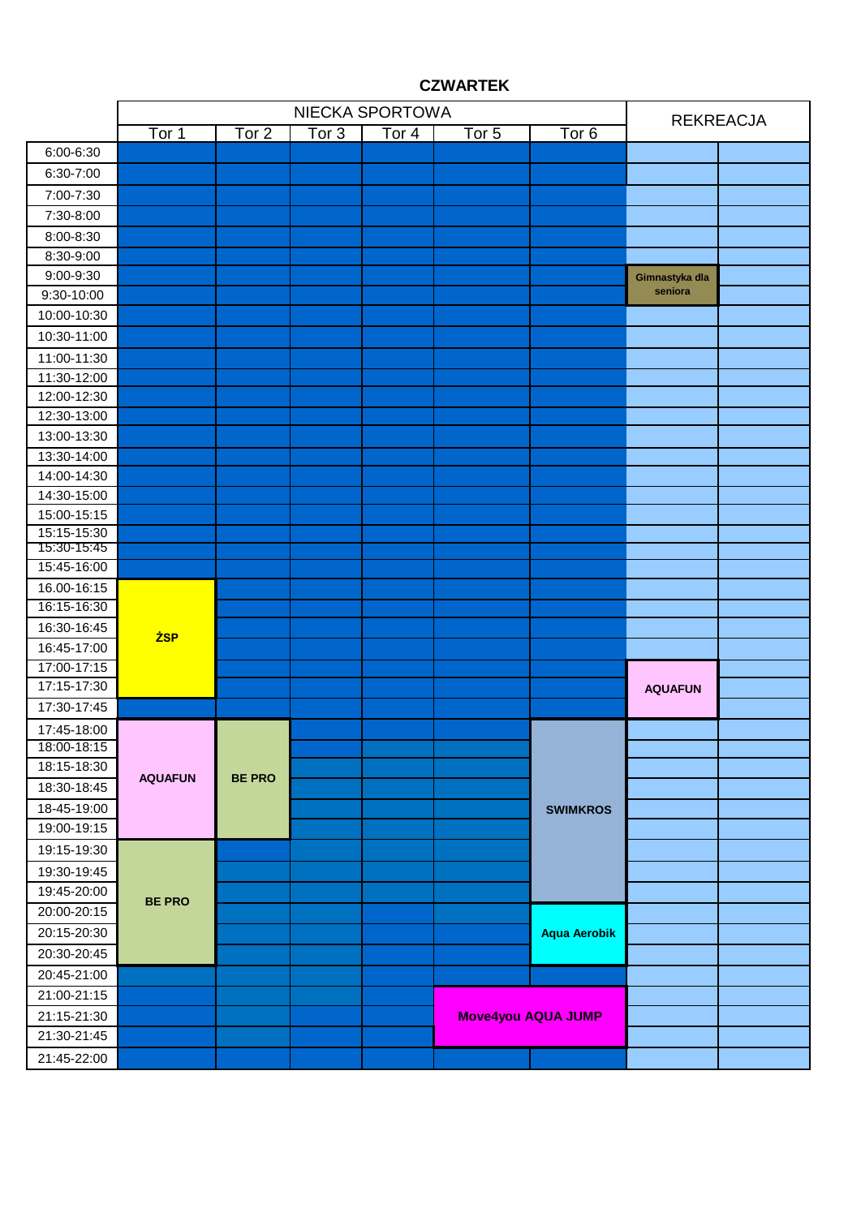# CZWARTEK

| | NIECKA SPORTOWA | | | | | | REKREACJA | |
|---|---|---|---|---|---|---|---|---|
| | Tor 1 | Tor 2 | Tor 3 | Tor 4 | Tor 5 | Tor 6 | | |
| 6:00-6:30 | | | | | | | | |
| 6:30-7:00 | | | | | | | | |
| 7:00-7:30 | | | | | | | | |
| 7:30-8:00 | | | | | | | | |
| 8:00-8:30 | | | | | | | | |
| 8:30-9:00 | | | | | | | | |
| 9:00-9:30 | | | | | | | Gimnastyka dla seniora | |
| 9:30-10:00 | | | | | | | | |
| 10:00-10:30 | | | | | | | | |
| 10:30-11:00 | | | | | | | | |
| 11:00-11:30 | | | | | | | | |
| 11:30-12:00 | | | | | | | | |
| 12:00-12:30 | | | | | | | | |
| 12:30-13:00 | | | | | | | | |
| 13:00-13:30 | | | | | | | | |
| 13:30-14:00 | | | | | | | | |
| 14:00-14:30 | | | | | | | | |
| 14:30-15:00 | | | | | | | | |
| 15:00-15:15 | | | | | | | | |
| 15:15-15:30 | | | | | | | | |
| 15:30-15:45 | | | | | | | | |
| 15:45-16:00 | | | | | | | | |
| 16.00-16:15 | ŻSP | | | | | | | |
| 16:15-16:30 | | | | | | | | |
| 16:30-16:45 | | | | | | | | |
| 16:45-17:00 | | | | | | | | |
| 17:00-17:15 | | | | | | | AQUAFUN | |
| 17:15-17:30 | | | | | | | | |
| 17:30-17:45 | | | | | | | | |
| 17:45-18:00 | AQUAFUN | BE PRO | | | | SWIMKROS | | |
| 18:00-18:15 | | | | | | | | |
| 18:15-18:30 | | | | | | | | |
| 18:30-18:45 | | | | | | | | |
| 18-45-19:00 | | | | | | | | |
| 19:00-19:15 | | | | | | | | |
| 19:15-19:30 | BE PRO | | | | | | | |
| 19:30-19:45 | | | | | | | | |
| 19:45-20:00 | | | | | | | | |
| 20:00-20:15 | | | | | | Aqua Aerobik | | |
| 20:15-20:30 | | | | | | | | |
| 20:30-20:45 | | | | | | | | |
| 20:45-21:00 | | | | | | | | |
| 21:00-21:15 | | | | | Move4you AQUA JUMP | | | |
| 21:15-21:30 | | | | | | | | |
| 21:30-21:45 | | | | | | | | |
| 21:45-22:00 | | | | | | | | |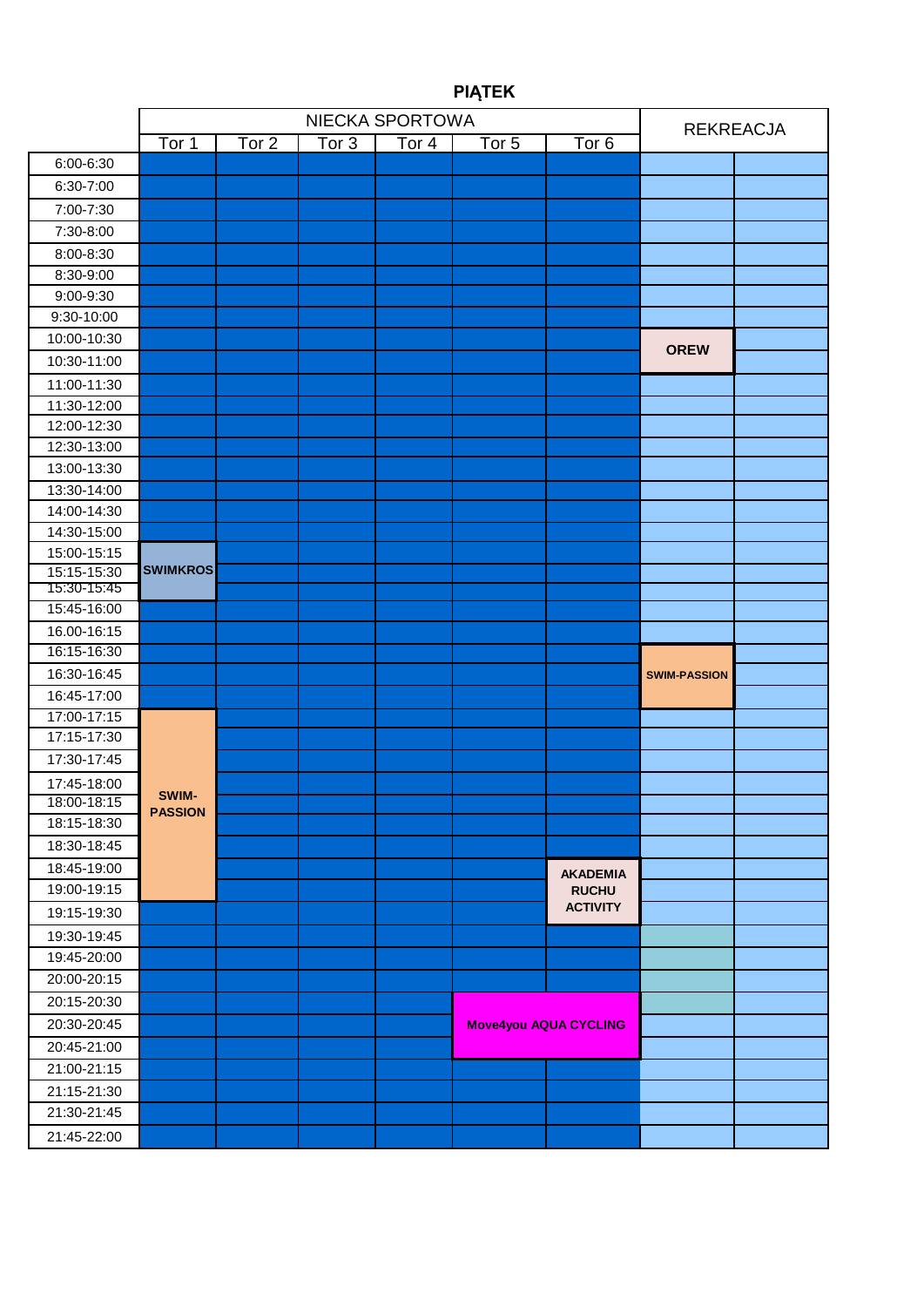# PIĄTEK

| | NIECKA SPORTOWA | | | | | | REKREACJA | |
|---|---|---|---|---|---|---|---|---|
| | Tor 1 | Tor 2 | Tor 3 | Tor 4 | Tor 5 | Tor 6 | | |
| 6:00-6:30 | | | | | | | | |
| 6:30-7:00 | | | | | | | | |
| 7:00-7:30 | | | | | | | | |
| 7:30-8:00 | | | | | | | | |
| 8:00-8:30 | | | | | | | | |
| 8:30-9:00 | | | | | | | | |
| 9:00-9:30 | | | | | | | | |
| 9:30-10:00 | | | | | | | | |
| 10:00-10:30 | | | | | | | OREW | |
| 10:30-11:00 | | | | | | | OREW | |
| 11:00-11:30 | | | | | | | | |
| 11:30-12:00 | | | | | | | | |
| 12:00-12:30 | | | | | | | | |
| 12:30-13:00 | | | | | | | | |
| 13:00-13:30 | | | | | | | | |
| 13:30-14:00 | | | | | | | | |
| 14:00-14:30 | | | | | | | | |
| 14:30-15:00 | | | | | | | | |
| 15:00-15:15 | SWIMKROS | | | | | | | |
| 15:15-15:30 | SWIMKROS | | | | | | | |
| 15:30-15:45 | SWIMKROS | | | | | | | |
| 15:45-16:00 | | | | | | | | |
| 16.00-16:15 | | | | | | | | |
| 16:15-16:30 | | | | | | | SWIM-PASSION | |
| 16:30-16:45 | | | | | | | SWIM-PASSION | |
| 16:45-17:00 | | | | | | | SWIM-PASSION | |
| 17:00-17:15 | SWIM-PASSION | | | | | | | |
| 17:15-17:30 | SWIM-PASSION | | | | | | | |
| 17:30-17:45 | SWIM-PASSION | | | | | | | |
| 17:45-18:00 | SWIM-PASSION | | | | | | | |
| 18:00-18:15 | SWIM-PASSION | | | | | | | |
| 18:15-18:30 | SWIM-PASSION | | | | | | | |
| 18:30-18:45 | SWIM-PASSION | | | | | | | |
| 18:45-19:00 | SWIM-PASSION | | | | | AKADEMIA RUCHU ACTIVITY | | |
| 19:00-19:15 | SWIM-PASSION | | | | | AKADEMIA RUCHU ACTIVITY | | |
| 19:15-19:30 | | | | | | AKADEMIA RUCHU ACTIVITY | | |
| 19:30-19:45 | | | | | | | | |
| 19:45-20:00 | | | | | | | | |
| 20:00-20:15 | | | | | | | | |
| 20:15-20:30 | | | | | Move4you AQUA CYCLING | Move4you AQUA CYCLING | | |
| 20:30-20:45 | | | | | Move4you AQUA CYCLING | Move4you AQUA CYCLING | | |
| 20:45-21:00 | | | | | Move4you AQUA CYCLING | Move4you AQUA CYCLING | | |
| 21:00-21:15 | | | | | | | | |
| 21:15-21:30 | | | | | | | | |
| 21:30-21:45 | | | | | | | | |
| 21:45-22:00 | | | | | | | | |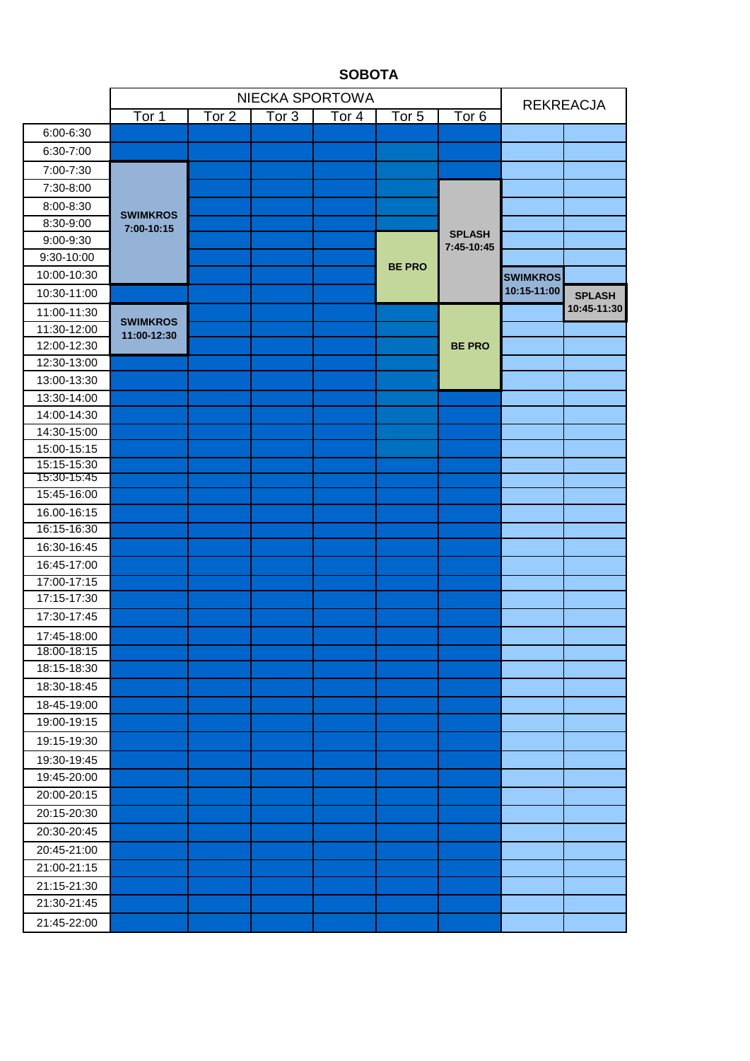# SOBOTA

| | NIECKA SPORTOWA | | | | | | REKREACJA | |
|---|---|---|---|---|---|---|---|---|
| | Tor 1 | Tor 2 | Tor 3 | Tor 4 | Tor 5 | Tor 6 | | |
| 6:00-6:30 | | | | | | | | |
| 6:30-7:00 | | | | | | | | |
| 7:00-7:30 | SWIMKROS 7:00-10:15 | | | | | | | |
| 7:30-8:00 | | | | | | SPLASH 7:45-10:45 | | |
| 8:00-8:30 | | | | | | | | |
| 8:30-9:00 | | | | | | | | |
| 9:00-9:30 | | | | | BE PRO | | | |
| 9:30-10:00 | | | | | | | | |
| 10:00-10:30 | | | | | | | SWIMKROS 10:15-11:00 | |
| 10:30-11:00 | | | | | | | | SPLASH 10:45-11:30 |
| 11:00-11:30 | SWIMKROS 11:00-12:30 | | | | | BE PRO | | |
| 11:30-12:00 | | | | | | | | |
| 12:00-12:30 | | | | | | | | |
| 12:30-13:00 | | | | | | | | |
| 13:00-13:30 | | | | | | | | |
| 13:30-14:00 | | | | | | | | |
| 14:00-14:30 | | | | | | | | |
| 14:30-15:00 | | | | | | | | |
| 15:00-15:15 | | | | | | | | |
| 15:15-15:30 | | | | | | | | |
| 15:30-15:45 | | | | | | | | |
| 15:45-16:00 | | | | | | | | |
| 16.00-16:15 | | | | | | | | |
| 16:15-16:30 | | | | | | | | |
| 16:30-16:45 | | | | | | | | |
| 16:45-17:00 | | | | | | | | |
| 17:00-17:15 | | | | | | | | |
| 17:15-17:30 | | | | | | | | |
| 17:30-17:45 | | | | | | | | |
| 17:45-18:00 | | | | | | | | |
| 18:00-18:15 | | | | | | | | |
| 18:15-18:30 | | | | | | | | |
| 18:30-18:45 | | | | | | | | |
| 18-45-19:00 | | | | | | | | |
| 19:00-19:15 | | | | | | | | |
| 19:15-19:30 | | | | | | | | |
| 19:30-19:45 | | | | | | | | |
| 19:45-20:00 | | | | | | | | |
| 20:00-20:15 | | | | | | | | |
| 20:15-20:30 | | | | | | | | |
| 20:30-20:45 | | | | | | | | |
| 20:45-21:00 | | | | | | | | |
| 21:00-21:15 | | | | | | | | |
| 21:15-21:30 | | | | | | | | |
| 21:30-21:45 | | | | | | | | |
| 21:45-22:00 | | | | | | | | |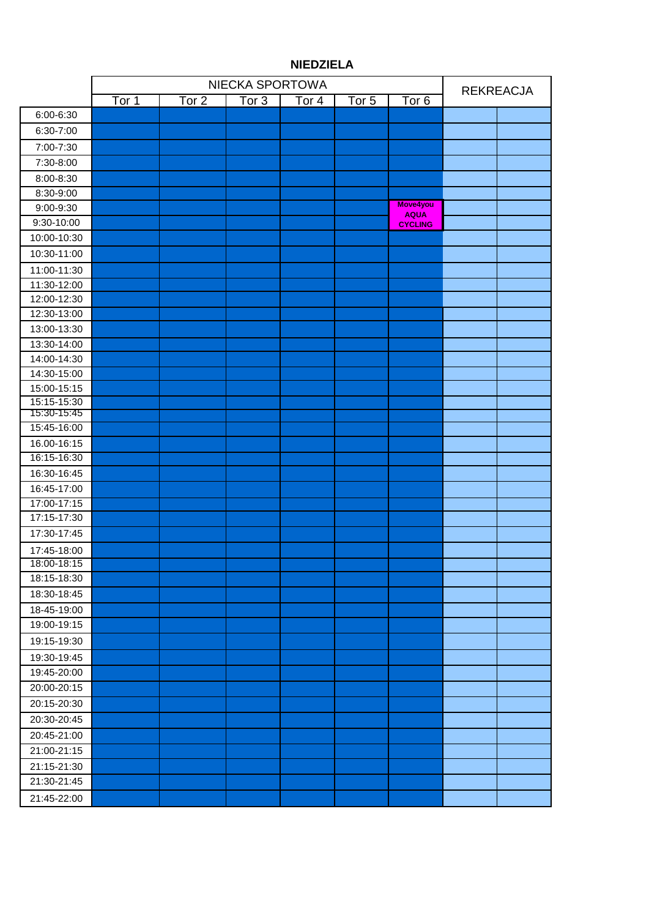## NIEDZIELA

| | NIECKA SPORTOWA | | | | | | REKREACJA | |
|---|---|---|---|---|---|---|---|---|
| | Tor 1 | Tor 2 | Tor 3 | Tor 4 | Tor 5 | Tor 6 | | |
| 6:00-6:30 | | | | | | | | |
| 6:30-7:00 | | | | | | | | |
| 7:00-7:30 | | | | | | | | |
| 7:30-8:00 | | | | | | | | |
| 8:00-8:30 | | | | | | | | |
| 8:30-9:00 | | | | | | | | |
| 9:00-9:30 | | | | | | Move4you AQUA CYCLING | | |
| 9:30-10:00 | | | | | | | | |
| 10:00-10:30 | | | | | | | | |
| 10:30-11:00 | | | | | | | | |
| 11:00-11:30 | | | | | | | | |
| 11:30-12:00 | | | | | | | | |
| 12:00-12:30 | | | | | | | | |
| 12:30-13:00 | | | | | | | | |
| 13:00-13:30 | | | | | | | | |
| 13:30-14:00 | | | | | | | | |
| 14:00-14:30 | | | | | | | | |
| 14:30-15:00 | | | | | | | | |
| 15:00-15:15 | | | | | | | | |
| 15:15-15:30 | | | | | | | | |
| 15:30-15:45 | | | | | | | | |
| 15:45-16:00 | | | | | | | | |
| 16.00-16:15 | | | | | | | | |
| 16:15-16:30 | | | | | | | | |
| 16:30-16:45 | | | | | | | | |
| 16:45-17:00 | | | | | | | | |
| 17:00-17:15 | | | | | | | | |
| 17:15-17:30 | | | | | | | | |
| 17:30-17:45 | | | | | | | | |
| 17:45-18:00 | | | | | | | | |
| 18:00-18:15 | | | | | | | | |
| 18:15-18:30 | | | | | | | | |
| 18:30-18:45 | | | | | | | | |
| 18-45-19:00 | | | | | | | | |
| 19:00-19:15 | | | | | | | | |
| 19:15-19:30 | | | | | | | | |
| 19:30-19:45 | | | | | | | | |
| 19:45-20:00 | | | | | | | | |
| 20:00-20:15 | | | | | | | | |
| 20:15-20:30 | | | | | | | | |
| 20:30-20:45 | | | | | | | | |
| 20:45-21:00 | | | | | | | | |
| 21:00-21:15 | | | | | | | | |
| 21:15-21:30 | | | | | | | | |
| 21:30-21:45 | | | | | | | | |
| 21:45-22:00 | | | | | | | | |